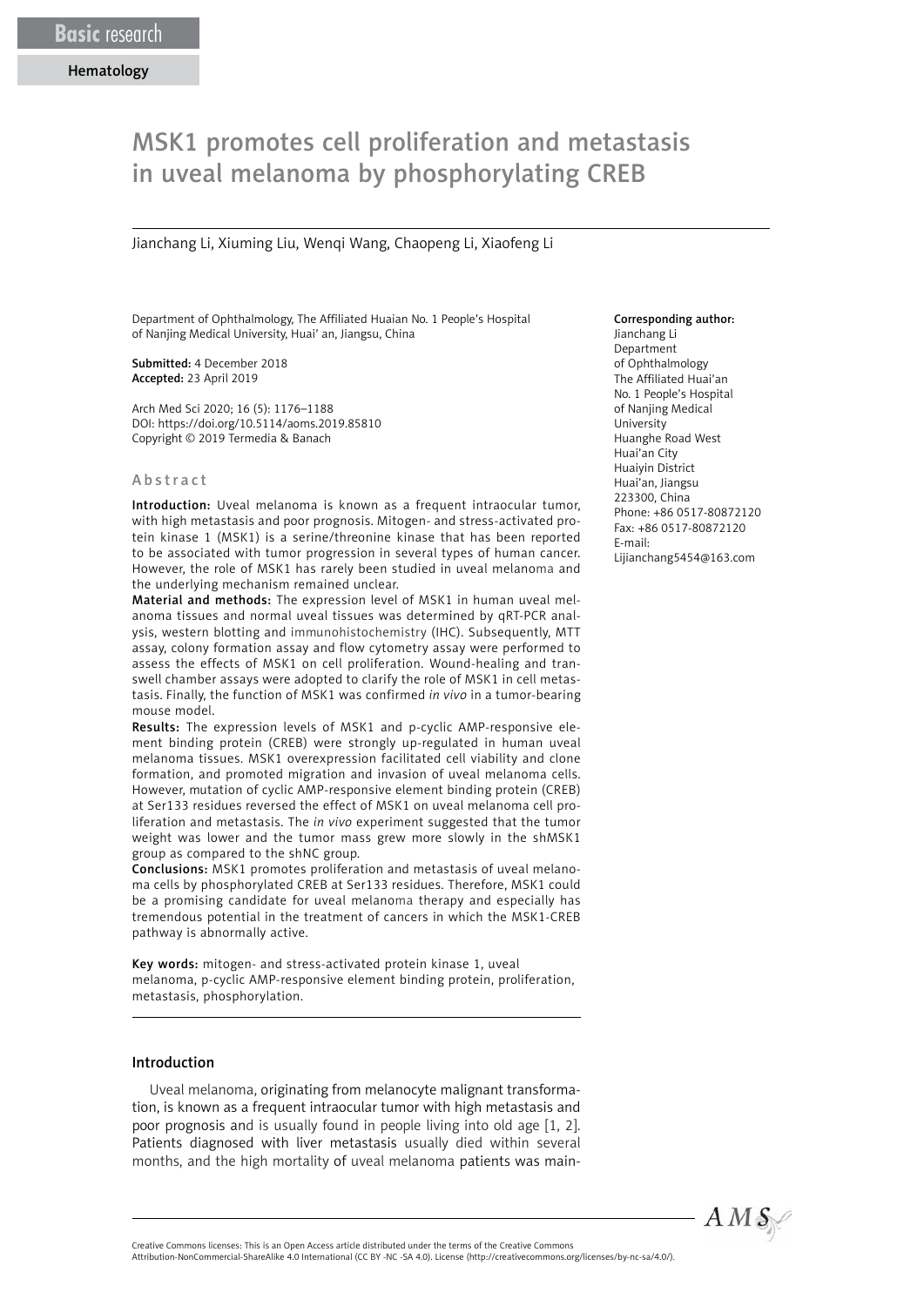Basic research

Hematology

# MSK1 promotes cell proliferation and metastasis in uveal melanoma by phosphorylating CREB

Jianchang Li, Xiuming Liu, Wenqi Wang, Chaopeng Li, Xiaofeng Li

Department of Ophthalmology, The Affiliated Huaian No. 1 People's Hospital of Nanjing Medical University, Huai' an, Jiangsu, China

**Submitted:** 4 December 2018
**Accepted:** 23 April 2019

Arch Med Sci 2020; 16 (5): 1176–1188
DOI: https://doi.org/10.5114/aoms.2019.85810
Copyright © 2019 Termedia & Banach

**Corresponding author:**
Jianchang Li
Department of Ophthalmology
The Affiliated Huai'an No. 1 People's Hospital of Nanjing Medical University
Huanghe Road West
Huai'an City
Huaiyin District
Huai'an, Jiangsu
223300, China
Phone: +86 0517-80872120
Fax: +86 0517-80872120
E-mail: Lijianchang5454@163.com

## Abstract

**Introduction:** Uveal melanoma is known as a frequent intraocular tumor, with high metastasis and poor prognosis. Mitogen- and stress-activated protein kinase 1 (MSK1) is a serine/threonine kinase that has been reported to be associated with tumor progression in several types of human cancer. However, the role of MSK1 has rarely been studied in uveal melanoma and the underlying mechanism remained unclear.

**Material and methods:** The expression level of MSK1 in human uveal melanoma tissues and normal uveal tissues was determined by qRT-PCR analysis, western blotting and immunohistochemistry (IHC). Subsequently, MTT assay, colony formation assay and flow cytometry assay were performed to assess the effects of MSK1 on cell proliferation. Wound-healing and transwell chamber assays were adopted to clarify the role of MSK1 in cell metastasis. Finally, the function of MSK1 was confirmed *in vivo* in a tumor-bearing mouse model.

**Results:** The expression levels of MSK1 and p-cyclic AMP-responsive element binding protein (CREB) were strongly up-regulated in human uveal melanoma tissues. MSK1 overexpression facilitated cell viability and clone formation, and promoted migration and invasion of uveal melanoma cells. However, mutation of cyclic AMP-responsive element binding protein (CREB) at Ser133 residues reversed the effect of MSK1 on uveal melanoma cell proliferation and metastasis. The *in vivo* experiment suggested that the tumor weight was lower and the tumor mass grew more slowly in the shMSK1 group as compared to the shNC group.

**Conclusions:** MSK1 promotes proliferation and metastasis of uveal melanoma cells by phosphorylated CREB at Ser133 residues. Therefore, MSK1 could be a promising candidate for uveal melanoma therapy and especially has tremendous potential in the treatment of cancers in which the MSK1-CREB pathway is abnormally active.

**Key words:** mitogen- and stress-activated protein kinase 1, uveal melanoma, p-cyclic AMP-responsive element binding protein, proliferation, metastasis, phosphorylation.

## Introduction

Uveal melanoma, originating from melanocyte malignant transformation, is known as a frequent intraocular tumor with high metastasis and poor prognosis and is usually found in people living into old age [1, 2]. Patients diagnosed with liver metastasis usually died within several months, and the high mortality of uveal melanoma patients was main-

Creative Commons licenses: This is an Open Access article distributed under the terms of the Creative Commons Attribution-NonCommercial-ShareAlike 4.0 International (CC BY -NC -SA 4.0). License (http://creativecommons.org/licenses/by-nc-sa/4.0/).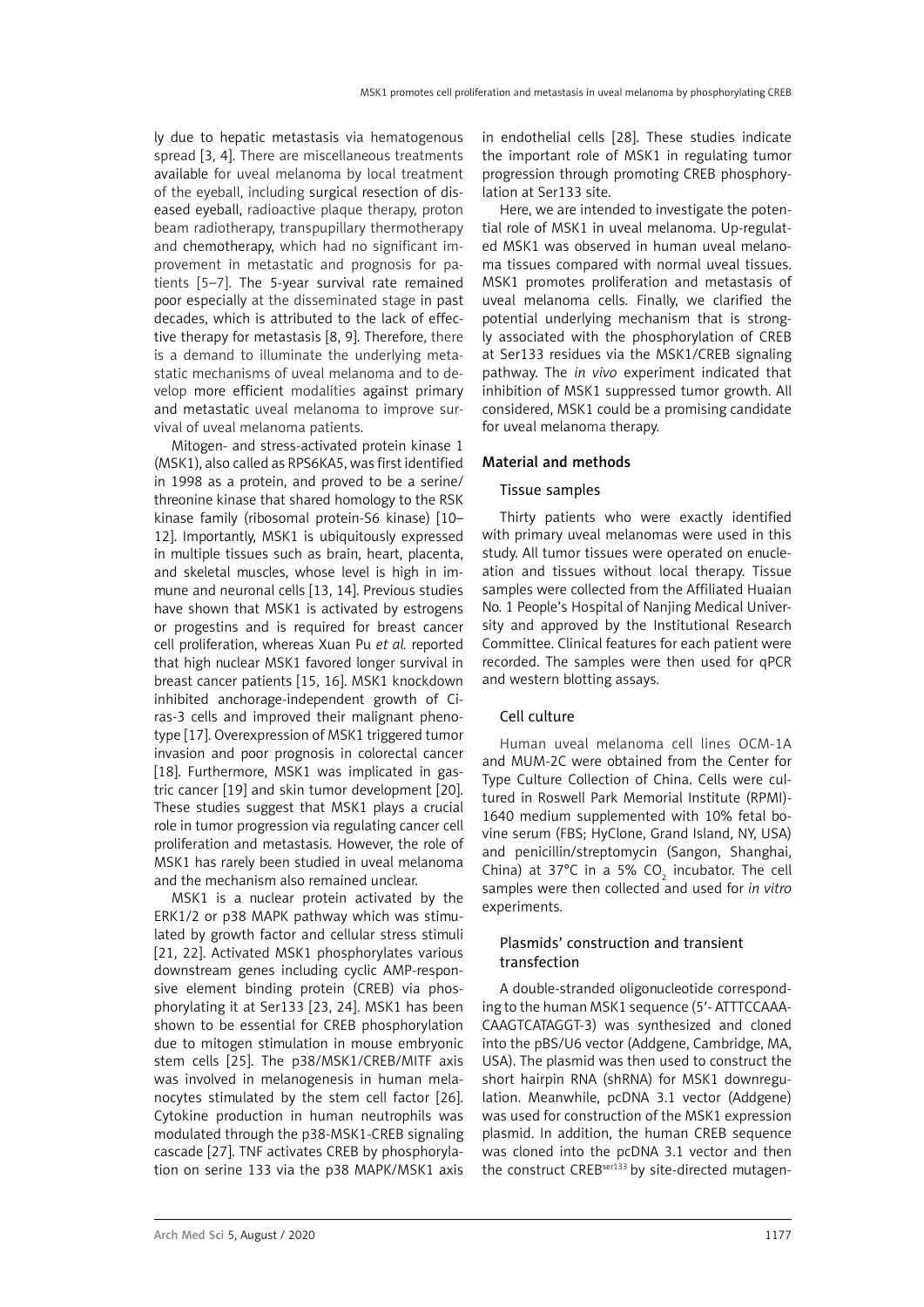ly due to hepatic metastasis via hematogenous spread [3, 4]. There are miscellaneous treatments available for uveal melanoma by local treatment of the eyeball, including surgical resection of diseased eyeball, radioactive plaque therapy, proton beam radiotherapy, transpupillary thermotherapy and chemotherapy, which had no significant improvement in metastatic and prognosis for patients [5–7]. The 5-year survival rate remained poor especially at the disseminated stage in past decades, which is attributed to the lack of effective therapy for metastasis [8, 9]. Therefore, there is a demand to illuminate the underlying metastatic mechanisms of uveal melanoma and to develop more efficient modalities against primary and metastatic uveal melanoma to improve survival of uveal melanoma patients.

Mitogen- and stress-activated protein kinase 1 (MSK1), also called as RPS6KA5, was first identified in 1998 as a protein, and proved to be a serine/threonine kinase that shared homology to the RSK kinase family (ribosomal protein-S6 kinase) [10–12]. Importantly, MSK1 is ubiquitously expressed in multiple tissues such as brain, heart, placenta, and skeletal muscles, whose level is high in immune and neuronal cells [13, 14]. Previous studies have shown that MSK1 is activated by estrogens or progestins and is required for breast cancer cell proliferation, whereas Xuan Pu *et al.* reported that high nuclear MSK1 favored longer survival in breast cancer patients [15, 16]. MSK1 knockdown inhibited anchorage-independent growth of Ciras-3 cells and improved their malignant phenotype [17]. Overexpression of MSK1 triggered tumor invasion and poor prognosis in colorectal cancer [18]. Furthermore, MSK1 was implicated in gastric cancer [19] and skin tumor development [20]. These studies suggest that MSK1 plays a crucial role in tumor progression via regulating cancer cell proliferation and metastasis. However, the role of MSK1 has rarely been studied in uveal melanoma and the mechanism also remained unclear.

MSK1 is a nuclear protein activated by the ERK1/2 or p38 MAPK pathway which was stimulated by growth factor and cellular stress stimuli [21, 22]. Activated MSK1 phosphorylates various downstream genes including cyclic AMP-responsive element binding protein (CREB) via phosphorylating it at Ser133 [23, 24]. MSK1 has been shown to be essential for CREB phosphorylation due to mitogen stimulation in mouse embryonic stem cells [25]. The p38/MSK1/CREB/MITF axis was involved in melanogenesis in human melanocytes stimulated by the stem cell factor [26]. Cytokine production in human neutrophils was modulated through the p38-MSK1-CREB signaling cascade [27]. TNF activates CREB by phosphorylation on serine 133 via the p38 MAPK/MSK1 axis in endothelial cells [28]. These studies indicate the important role of MSK1 in regulating tumor progression through promoting CREB phosphorylation at Ser133 site.

Here, we are intended to investigate the potential role of MSK1 in uveal melanoma. Up-regulated MSK1 was observed in human uveal melanoma tissues compared with normal uveal tissues. MSK1 promotes proliferation and metastasis of uveal melanoma cells. Finally, we clarified the potential underlying mechanism that is strongly associated with the phosphorylation of CREB at Ser133 residues via the MSK1/CREB signaling pathway. The *in vivo* experiment indicated that inhibition of MSK1 suppressed tumor growth. All considered, MSK1 could be a promising candidate for uveal melanoma therapy.

## Material and methods

### Tissue samples

Thirty patients who were exactly identified with primary uveal melanomas were used in this study. All tumor tissues were operated on enucleation and tissues without local therapy. Tissue samples were collected from the Affiliated Huaian No. 1 People's Hospital of Nanjing Medical University and approved by the Institutional Research Committee. Clinical features for each patient were recorded. The samples were then used for qPCR and western blotting assays.

### Cell culture

Human uveal melanoma cell lines OCM-1A and MUM-2C were obtained from the Center for Type Culture Collection of China. Cells were cultured in Roswell Park Memorial Institute (RPMI)-1640 medium supplemented with 10% fetal bovine serum (FBS; HyClone, Grand Island, NY, USA) and penicillin/streptomycin (Sangon, Shanghai, China) at 37°C in a 5% $CO_2$ incubator. The cell samples were then collected and used for *in vitro* experiments.

### Plasmids' construction and transient transfection

A double-stranded oligonucleotide corresponding to the human MSK1 sequence (5'- ATTTCCAAA-CAAGTCATAGGT-3) was synthesized and cloned into the pBS/U6 vector (Addgene, Cambridge, MA, USA). The plasmid was then used to construct the short hairpin RNA (shRNA) for MSK1 downregulation. Meanwhile, pcDNA 3.1 vector (Addgene) was used for construction of the MSK1 expression plasmid. In addition, the human CREB sequence was cloned into the pcDNA 3.1 vector and then the construct CREB$^{ser133}$ by site-directed mutagen-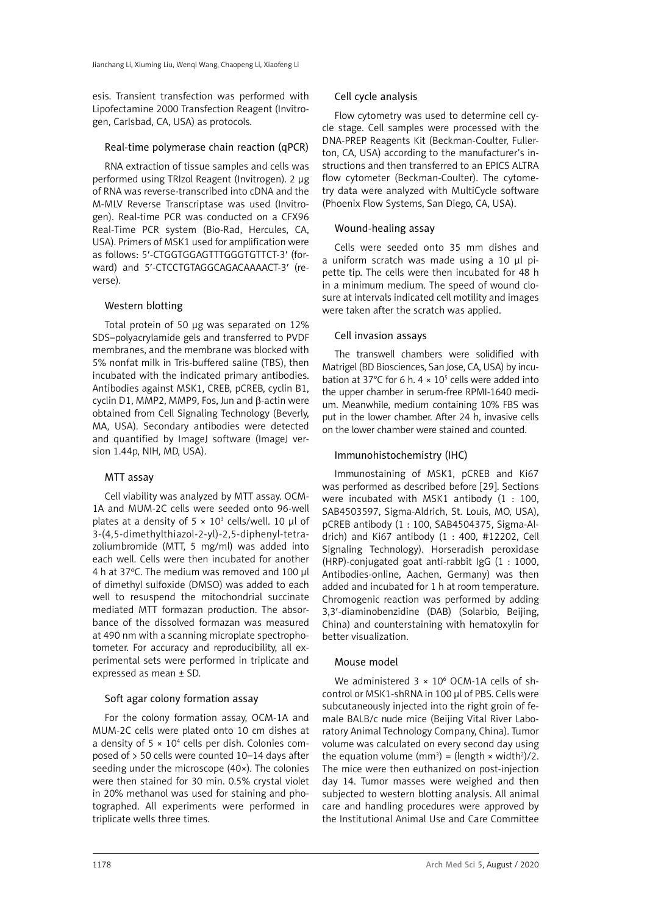esis. Transient transfection was performed with Lipofectamine 2000 Transfection Reagent (Invitrogen, Carlsbad, CA, USA) as protocols.

### Real-time polymerase chain reaction (qPCR)

RNA extraction of tissue samples and cells was performed using TRIzol Reagent (Invitrogen). 2 μg of RNA was reverse-transcribed into cDNA and the M-MLV Reverse Transcriptase was used (Invitrogen). Real-time PCR was conducted on a CFX96 Real-Time PCR system (Bio-Rad, Hercules, CA, USA). Primers of MSK1 used for amplification were as follows: 5′-CTGGTGGAGTTTGGGTGTTCT-3′ (forward) and 5′-CTCCTGTAGGCAGACAAAACT-3′ (reverse).

### Western blotting

Total protein of 50 μg was separated on 12% SDS–polyacrylamide gels and transferred to PVDF membranes, and the membrane was blocked with 5% nonfat milk in Tris-buffered saline (TBS), then incubated with the indicated primary antibodies. Antibodies against MSK1, CREB, pCREB, cyclin B1, cyclin D1, MMP2, MMP9, Fos, Jun and β-actin were obtained from Cell Signaling Technology (Beverly, MA, USA). Secondary antibodies were detected and quantified by ImageJ software (ImageJ version 1.44p, NIH, MD, USA).

### MTT assay

Cell viability was analyzed by MTT assay. OCM-1A and MUM-2C cells were seeded onto 96-well plates at a density of $5 \times 10^3$ cells/well. 10 μl of 3-(4,5-dimethylthiazol-2-yl)-2,5-diphenyl-tetrazoliumbromide (MTT, 5 mg/ml) was added into each well. Cells were then incubated for another 4 h at 37°C. The medium was removed and 100 μl of dimethyl sulfoxide (DMSO) was added to each well to resuspend the mitochondrial succinate mediated MTT formazan production. The absorbance of the dissolved formazan was measured at 490 nm with a scanning microplate spectrophotometer. For accuracy and reproducibility, all experimental sets were performed in triplicate and expressed as mean ± SD.

### Soft agar colony formation assay

For the colony formation assay, OCM-1A and MUM-2C cells were plated onto 10 cm dishes at a density of $5 \times 10^4$ cells per dish. Colonies composed of > 50 cells were counted 10–14 days after seeding under the microscope (40×). The colonies were then stained for 30 min. 0.5% crystal violet in 20% methanol was used for staining and photographed. All experiments were performed in triplicate wells three times.

### Cell cycle analysis

Flow cytometry was used to determine cell cycle stage. Cell samples were processed with the DNA-PREP Reagents Kit (Beckman-Coulter, Fullerton, CA, USA) according to the manufacturer's instructions and then transferred to an EPICS ALTRA flow cytometer (Beckman-Coulter). The cytometry data were analyzed with MultiCycle software (Phoenix Flow Systems, San Diego, CA, USA).

### Wound-healing assay

Cells were seeded onto 35 mm dishes and a uniform scratch was made using a 10 μl pipette tip. The cells were then incubated for 48 h in a minimum medium. The speed of wound closure at intervals indicated cell motility and images were taken after the scratch was applied.

### Cell invasion assays

The transwell chambers were solidified with Matrigel (BD Biosciences, San Jose, CA, USA) by incubation at 37°C for 6 h. $4 \times 10^5$ cells were added into the upper chamber in serum-free RPMI-1640 medium. Meanwhile, medium containing 10% FBS was put in the lower chamber. After 24 h, invasive cells on the lower chamber were stained and counted.

### Immunohistochemistry (IHC)

Immunostaining of MSK1, pCREB and Ki67 was performed as described before [29]. Sections were incubated with MSK1 antibody (1 : 100, SAB4503597, Sigma-Aldrich, St. Louis, MO, USA), pCREB antibody (1 : 100, SAB4504375, Sigma-Aldrich) and Ki67 antibody (1 : 400, #12202, Cell Signaling Technology). Horseradish peroxidase (HRP)-conjugated goat anti-rabbit IgG (1 : 1000, Antibodies-online, Aachen, Germany) was then added and incubated for 1 h at room temperature. Chromogenic reaction was performed by adding 3,3′-diaminobenzidine (DAB) (Solarbio, Beijing, China) and counterstaining with hematoxylin for better visualization.

### Mouse model

We administered $3 \times 10^6$ OCM-1A cells of sh-control or MSK1-shRNA in 100 μl of PBS. Cells were subcutaneously injected into the right groin of female BALB/c nude mice (Beijing Vital River Laboratory Animal Technology Company, China). Tumor volume was calculated on every second day using the equation volume ($mm^3$) = (length × width$^2$)/2. The mice were then euthanized on post-injection day 14. Tumor masses were weighed and then subjected to western blotting analysis. All animal care and handling procedures were approved by the Institutional Animal Use and Care Committee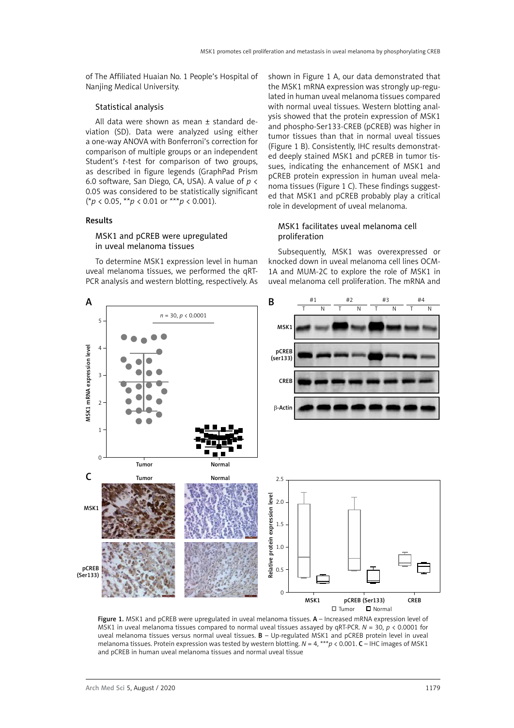of The Affiliated Huaian No. 1 People's Hospital of Nanjing Medical University.

### Statistical analysis

All data were shown as mean ± standard deviation (SD). Data were analyzed using either a one-way ANOVA with Bonferroni's correction for comparison of multiple groups or an independent Student's *t*-test for comparison of two groups, as described in figure legends (GraphPad Prism 6.0 software, San Diego, CA, USA). A value of $p < 0.05$ was considered to be statistically significant (\*$p < 0.05$, \*\*$p < 0.01$ or \*\*\*$p < 0.001$).

## Results

### MSK1 and pCREB were upregulated in uveal melanoma tissues

To determine MSK1 expression level in human uveal melanoma tissues, we performed the qRT-PCR analysis and western blotting, respectively. As shown in Figure 1 A, our data demonstrated that the MSK1 mRNA expression was strongly up-regulated in human uveal melanoma tissues compared with normal uveal tissues. Western blotting analysis showed that the protein expression of MSK1 and phospho-Ser133-CREB (pCREB) was higher in tumor tissues than that in normal uveal tissues (Figure 1 B). Consistently, IHC results demonstrated deeply stained MSK1 and pCREB in tumor tissues, indicating the enhancement of MSK1 and pCREB protein expression in human uveal melanoma tissues (Figure 1 C). These findings suggested that MSK1 and pCREB probably play a critical role in development of uveal melanoma.

### MSK1 facilitates uveal melanoma cell proliferation

Subsequently, MSK1 was overexpressed or knocked down in uveal melanoma cell lines OCM-1A and MUM-2C to explore the role of MSK1 in uveal melanoma cell proliferation. The mRNA and

**Figure 1.** MSK1 and pCREB were upregulated in uveal melanoma tissues. **A** – Increased mRNA expression level of MSK1 in uveal melanoma tissues compared to normal uveal tissues assayed by qRT-PCR. $N = 30$, $p < 0.0001$ for uveal melanoma tissues versus normal uveal tissues. **B** – Up-regulated MSK1 and pCREB protein level in uveal melanoma tissues. Protein expression was tested by western blotting. $N = 4$, \*\*\*$p < 0.001$. **C** – IHC images of MSK1 and pCREB in human uveal melanoma tissues and normal uveal tissue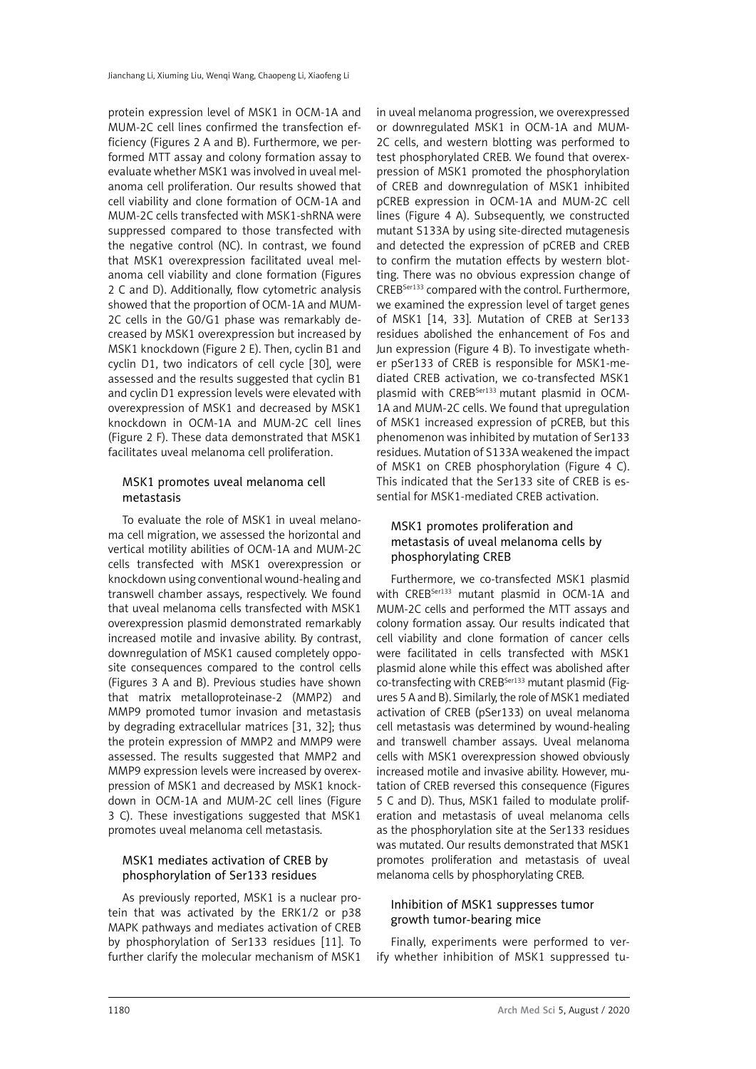protein expression level of MSK1 in OCM-1A and MUM-2C cell lines confirmed the transfection efficiency (Figures 2 A and B). Furthermore, we performed MTT assay and colony formation assay to evaluate whether MSK1 was involved in uveal melanoma cell proliferation. Our results showed that cell viability and clone formation of OCM-1A and MUM-2C cells transfected with MSK1-shRNA were suppressed compared to those transfected with the negative control (NC). In contrast, we found that MSK1 overexpression facilitated uveal melanoma cell viability and clone formation (Figures 2 C and D). Additionally, flow cytometric analysis showed that the proportion of OCM-1A and MUM-2C cells in the G0/G1 phase was remarkably decreased by MSK1 overexpression but increased by MSK1 knockdown (Figure 2 E). Then, cyclin B1 and cyclin D1, two indicators of cell cycle [30], were assessed and the results suggested that cyclin B1 and cyclin D1 expression levels were elevated with overexpression of MSK1 and decreased by MSK1 knockdown in OCM-1A and MUM-2C cell lines (Figure 2 F). These data demonstrated that MSK1 facilitates uveal melanoma cell proliferation.

### MSK1 promotes uveal melanoma cell metastasis

To evaluate the role of MSK1 in uveal melanoma cell migration, we assessed the horizontal and vertical motility abilities of OCM-1A and MUM-2C cells transfected with MSK1 overexpression or knockdown using conventional wound-healing and transwell chamber assays, respectively. We found that uveal melanoma cells transfected with MSK1 overexpression plasmid demonstrated remarkably increased motile and invasive ability. By contrast, downregulation of MSK1 caused completely opposite consequences compared to the control cells (Figures 3 A and B). Previous studies have shown that matrix metalloproteinase-2 (MMP2) and MMP9 promoted tumor invasion and metastasis by degrading extracellular matrices [31, 32]; thus the protein expression of MMP2 and MMP9 were assessed. The results suggested that MMP2 and MMP9 expression levels were increased by overexpression of MSK1 and decreased by MSK1 knockdown in OCM-1A and MUM-2C cell lines (Figure 3 C). These investigations suggested that MSK1 promotes uveal melanoma cell metastasis.

### MSK1 mediates activation of CREB by phosphorylation of Ser133 residues

As previously reported, MSK1 is a nuclear protein that was activated by the ERK1/2 or p38 MAPK pathways and mediates activation of CREB by phosphorylation of Ser133 residues [11]. To further clarify the molecular mechanism of MSK1 in uveal melanoma progression, we overexpressed or downregulated MSK1 in OCM-1A and MUM-2C cells, and western blotting was performed to test phosphorylated CREB. We found that overexpression of MSK1 promoted the phosphorylation of CREB and downregulation of MSK1 inhibited pCREB expression in OCM-1A and MUM-2C cell lines (Figure 4 A). Subsequently, we constructed mutant S133A by using site-directed mutagenesis and detected the expression of pCREB and CREB to confirm the mutation effects by western blotting. There was no obvious expression change of $CREB^{Ser133}$ compared with the control. Furthermore, we examined the expression level of target genes of MSK1 [14, 33]. Mutation of CREB at Ser133 residues abolished the enhancement of Fos and Jun expression (Figure 4 B). To investigate whether pSer133 of CREB is responsible for MSK1-mediated CREB activation, we co-transfected MSK1 plasmid with $CREB^{Ser133}$ mutant plasmid in OCM-1A and MUM-2C cells. We found that upregulation of MSK1 increased expression of pCREB, but this phenomenon was inhibited by mutation of Ser133 residues. Mutation of S133A weakened the impact of MSK1 on CREB phosphorylation (Figure 4 C). This indicated that the Ser133 site of CREB is essential for MSK1-mediated CREB activation.

### MSK1 promotes proliferation and metastasis of uveal melanoma cells by phosphorylating CREB

Furthermore, we co-transfected MSK1 plasmid with $CREB^{Ser133}$ mutant plasmid in OCM-1A and MUM-2C cells and performed the MTT assays and colony formation assay. Our results indicated that cell viability and clone formation of cancer cells were facilitated in cells transfected with MSK1 plasmid alone while this effect was abolished after co-transfecting with $CREB^{Ser133}$ mutant plasmid (Figures 5 A and B). Similarly, the role of MSK1 mediated activation of CREB (pSer133) on uveal melanoma cell metastasis was determined by wound-healing and transwell chamber assays. Uveal melanoma cells with MSK1 overexpression showed obviously increased motile and invasive ability. However, mutation of CREB reversed this consequence (Figures 5 C and D). Thus, MSK1 failed to modulate proliferation and metastasis of uveal melanoma cells as the phosphorylation site at the Ser133 residues was mutated. Our results demonstrated that MSK1 promotes proliferation and metastasis of uveal melanoma cells by phosphorylating CREB.

### Inhibition of MSK1 suppresses tumor growth tumor-bearing mice

Finally, experiments were performed to verify whether inhibition of MSK1 suppressed tu-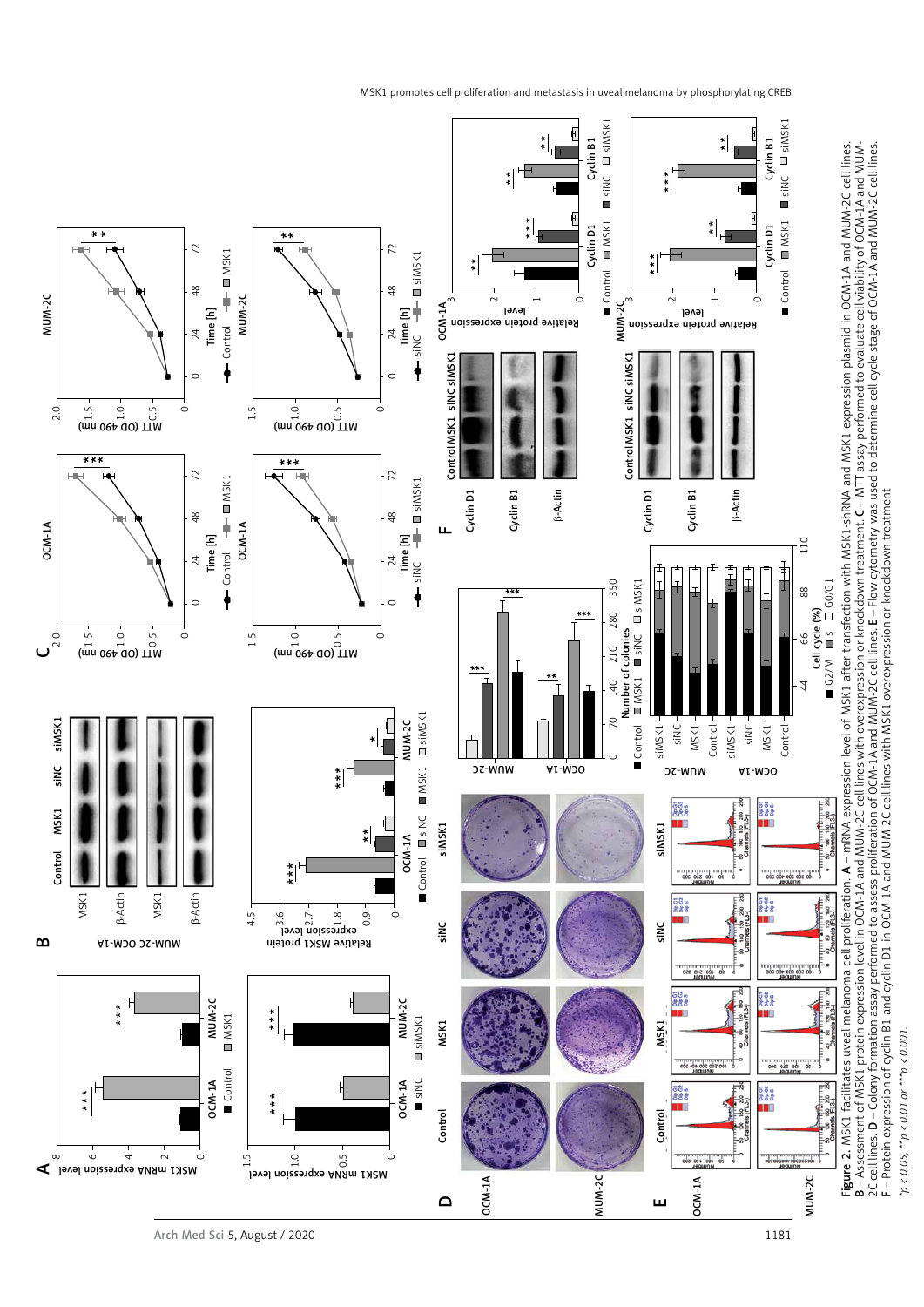**Figure 2.** MSK1 facilitates uveal melanoma cell proliferation. **A** – mRNA expression level of MSK1 after transfection with MSK1-shRNA and MSK1 expression plasmid in OCM-1A and MUM-2C cell lines. **B** – Assessment of MSK1 protein expression level in OCM-1A and MUM-2C cell lines with overexpression or knockdown treatment. **C** – MTT assay performed to evaluate cell viability of OCM-1A and MUM-2C cell lines. **D** – Colony formation assay performed to assess proliferation of OCM-1A and MUM-2C cell lines. **E** – Flow cytometry was used to determine cell cycle stage of OCM-1A and MUM-2C cell lines. **F** – Protein expression of cyclin B1 and cyclin D1 in OCM-1A and MUM-2C cell lines with MSK1 overexpression or knockdown treatment

*$p < 0.05$, **$p < 0.01$ or ***$p < 0.001$.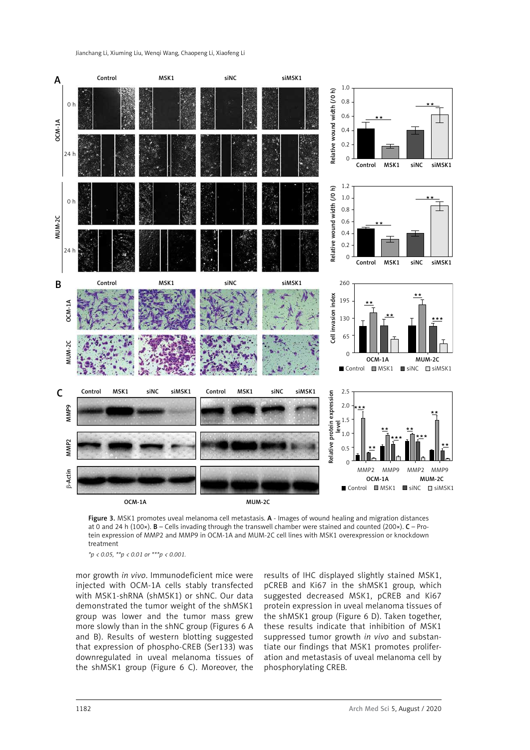Figure 3. MSK1 promotes uveal melanoma cell metastasis. A - Images of wound healing and migration distances at 0 and 24 h (100×). B – Cells invading through the transwell chamber were stained and counted (200×). C – Protein expression of MMP2 and MMP9 in OCM-1A and MUM-2C cell lines with MSK1 overexpression or knockdown treatment

*$p < 0.05$, **$p < 0.01$ or ***$p < 0.001$.

mor growth *in vivo*. Immunodeficient mice were injected with OCM-1A cells stably transfected with MSK1-shRNA (shMSK1) or shNC. Our data demonstrated the tumor weight of the shMSK1 group was lower and the tumor mass grew more slowly than in the shNC group (Figures 6 A and B). Results of western blotting suggested that expression of phospho-CREB (Ser133) was downregulated in uveal melanoma tissues of the shMSK1 group (Figure 6 C). Moreover, the results of IHC displayed slightly stained MSK1, pCREB and Ki67 in the shMSK1 group, which suggested decreased MSK1, pCREB and Ki67 protein expression in uveal melanoma tissues of the shMSK1 group (Figure 6 D). Taken together, these results indicate that inhibition of MSK1 suppressed tumor growth *in vivo* and substantiate our findings that MSK1 promotes proliferation and metastasis of uveal melanoma cell by phosphorylating CREB.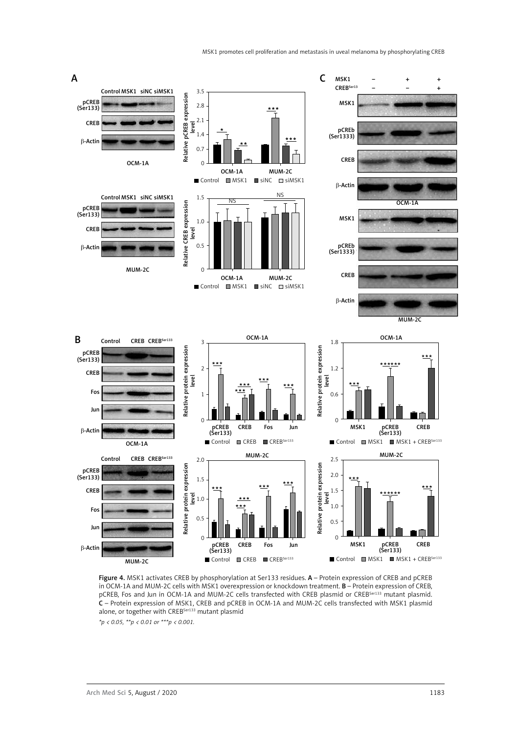Figure 4. MSK1 activates CREB by phosphorylation at Ser133 residues. A – Protein expression of CREB and pCREB in OCM-1A and MUM-2C cells with MSK1 overexpression or knockdown treatment. B – Protein expression of CREB, pCREB, Fos and Jun in OCM-1A and MUM-2C cells transfected with CREB plasmid or CREB[Ser133] mutant plasmid. C – Protein expression of MSK1, CREB and pCREB in OCM-1A and MUM-2C cells transfected with MSK1 plasmid alone, or together with CREB[Ser133] mutant plasmid

*$*p < 0.05$, $**p < 0.01$ or $***p < 0.001$.*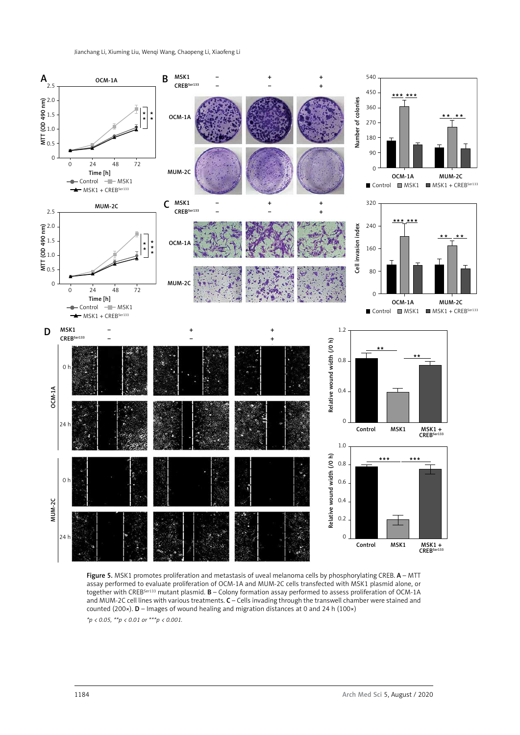Figure 5. MSK1 promotes proliferation and metastasis of uveal melanoma cells by phosphorylating CREB. **A** – MTT assay performed to evaluate proliferation of OCM-1A and MUM-2C cells transfected with MSK1 plasmid alone, or together with CREB$^{Ser133}$ mutant plasmid. **B** – Colony formation assay performed to assess proliferation of OCM-1A and MUM-2C cell lines with various treatments. **C** – Cells invading through the transwell chamber were stained and counted (200×). **D** – Images of wound healing and migration distances at 0 and 24 h (100×)

*\*p < 0.05, \*\*p < 0.01 or \*\*\*p < 0.001.*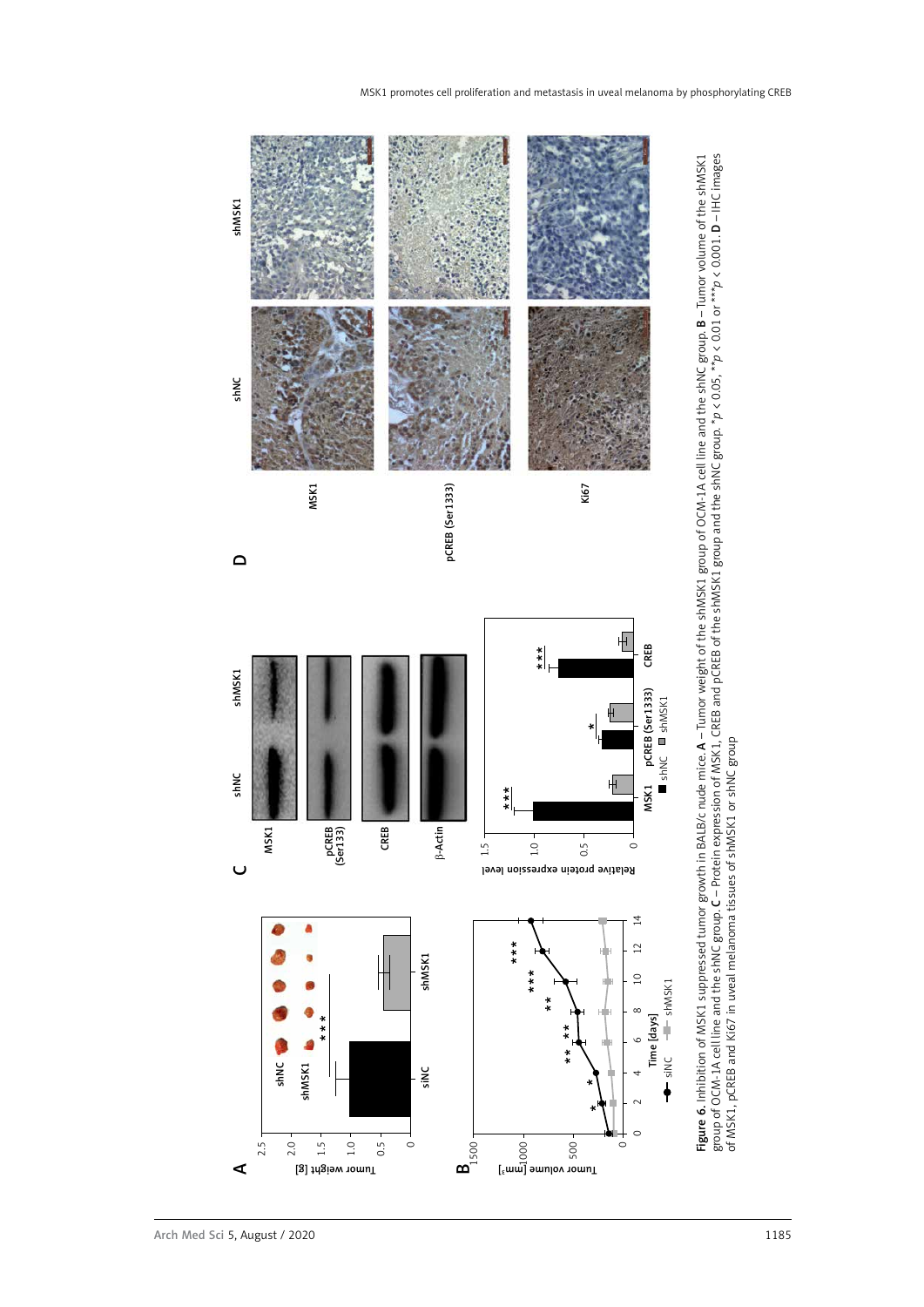**Figure 6.** Inhibition of MSK1 suppressed tumor growth in BALB/c nude mice. **A** – Tumor weight of the shMSK1 group of OCM-1A cell line and the shNC group. **B** – Tumor volume of the shMSK1 group of OCM-1A cell line and the shNC group. **C** – Protein expression of MSK1, CREB and pCREB of the shMSK1 group and the shNC group. *$p < 0.05$, **$p < 0.01$ or ***$p < 0.001$. **D** – IHC images of MSK1, pCREB and Ki67 in uveal melanoma tissues of shMSK1 or shNC group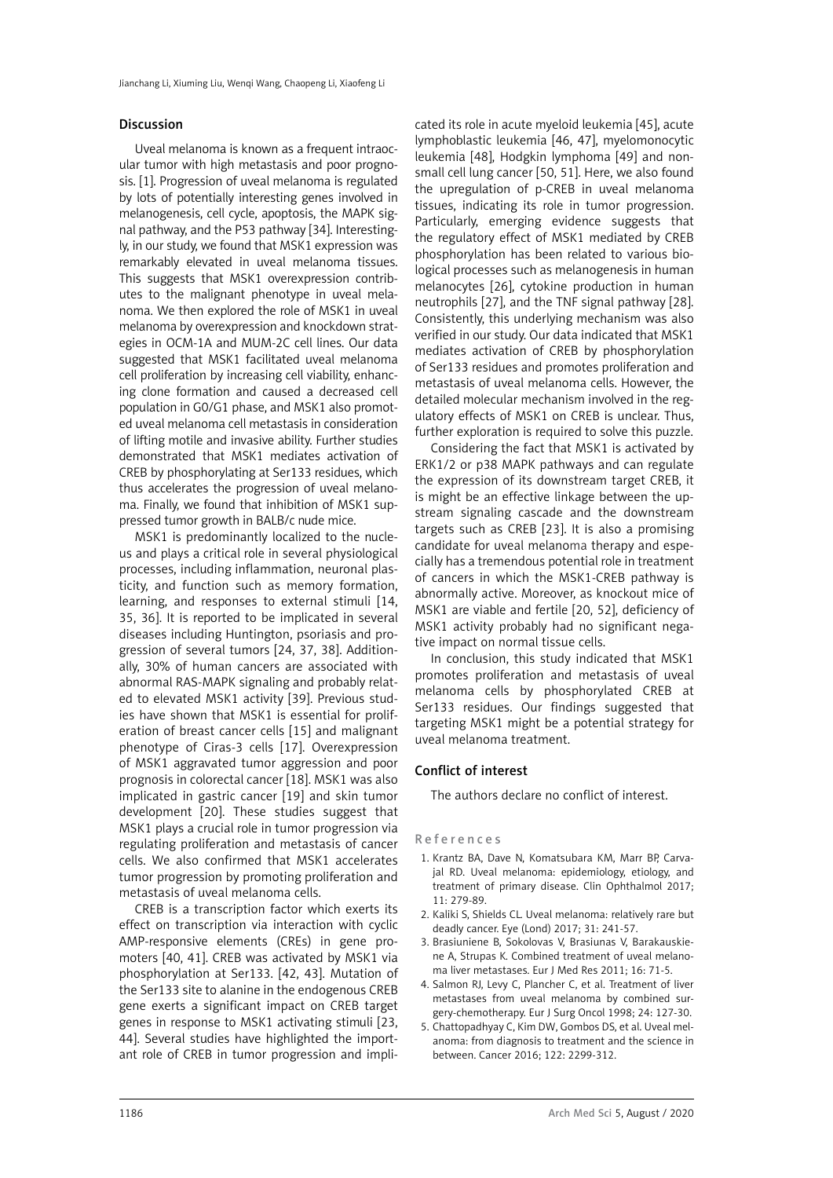## Discussion

Uveal melanoma is known as a frequent intraocular tumor with high metastasis and poor prognosis. [1]. Progression of uveal melanoma is regulated by lots of potentially interesting genes involved in melanogenesis, cell cycle, apoptosis, the MAPK signal pathway, and the P53 pathway [34]. Interestingly, in our study, we found that MSK1 expression was remarkably elevated in uveal melanoma tissues. This suggests that MSK1 overexpression contributes to the malignant phenotype in uveal melanoma. We then explored the role of MSK1 in uveal melanoma by overexpression and knockdown strategies in OCM-1A and MUM-2C cell lines. Our data suggested that MSK1 facilitated uveal melanoma cell proliferation by increasing cell viability, enhancing clone formation and caused a decreased cell population in G0/G1 phase, and MSK1 also promoted uveal melanoma cell metastasis in consideration of lifting motile and invasive ability. Further studies demonstrated that MSK1 mediates activation of CREB by phosphorylating at Ser133 residues, which thus accelerates the progression of uveal melanoma. Finally, we found that inhibition of MSK1 suppressed tumor growth in BALB/c nude mice.

MSK1 is predominantly localized to the nucleus and plays a critical role in several physiological processes, including inflammation, neuronal plasticity, and function such as memory formation, learning, and responses to external stimuli [14, 35, 36]. It is reported to be implicated in several diseases including Huntington, psoriasis and progression of several tumors [24, 37, 38]. Additionally, 30% of human cancers are associated with abnormal RAS-MAPK signaling and probably related to elevated MSK1 activity [39]. Previous studies have shown that MSK1 is essential for proliferation of breast cancer cells [15] and malignant phenotype of Ciras-3 cells [17]. Overexpression of MSK1 aggravated tumor aggression and poor prognosis in colorectal cancer [18]. MSK1 was also implicated in gastric cancer [19] and skin tumor development [20]. These studies suggest that MSK1 plays a crucial role in tumor progression via regulating proliferation and metastasis of cancer cells. We also confirmed that MSK1 accelerates tumor progression by promoting proliferation and metastasis of uveal melanoma cells.

CREB is a transcription factor which exerts its effect on transcription via interaction with cyclic AMP-responsive elements (CREs) in gene promoters [40, 41]. CREB was activated by MSK1 via phosphorylation at Ser133. [42, 43]. Mutation of the Ser133 site to alanine in the endogenous CREB gene exerts a significant impact on CREB target genes in response to MSK1 activating stimuli [23, 44]. Several studies have highlighted the important role of CREB in tumor progression and implicated its role in acute myeloid leukemia [45], acute lymphoblastic leukemia [46, 47], myelomonocytic leukemia [48], Hodgkin lymphoma [49] and non-small cell lung cancer [50, 51]. Here, we also found the upregulation of p-CREB in uveal melanoma tissues, indicating its role in tumor progression. Particularly, emerging evidence suggests that the regulatory effect of MSK1 mediated by CREB phosphorylation has been related to various biological processes such as melanogenesis in human melanocytes [26], cytokine production in human neutrophils [27], and the TNF signal pathway [28]. Consistently, this underlying mechanism was also verified in our study. Our data indicated that MSK1 mediates activation of CREB by phosphorylation of Ser133 residues and promotes proliferation and metastasis of uveal melanoma cells. However, the detailed molecular mechanism involved in the regulatory effects of MSK1 on CREB is unclear. Thus, further exploration is required to solve this puzzle.

Considering the fact that MSK1 is activated by ERK1/2 or p38 MAPK pathways and can regulate the expression of its downstream target CREB, it is might be an effective linkage between the upstream signaling cascade and the downstream targets such as CREB [23]. It is also a promising candidate for uveal melanoma therapy and especially has a tremendous potential role in treatment of cancers in which the MSK1-CREB pathway is abnormally active. Moreover, as knockout mice of MSK1 are viable and fertile [20, 52], deficiency of MSK1 activity probably had no significant negative impact on normal tissue cells.

In conclusion, this study indicated that MSK1 promotes proliferation and metastasis of uveal melanoma cells by phosphorylated CREB at Ser133 residues. Our findings suggested that targeting MSK1 might be a potential strategy for uveal melanoma treatment.

## Conflict of interest

The authors declare no conflict of interest.

## References

1. Krantz BA, Dave N, Komatsubara KM, Marr BP, Carvajal RD. Uveal melanoma: epidemiology, etiology, and treatment of primary disease. Clin Ophthalmol 2017; 11: 279-89.
2. Kaliki S, Shields CL. Uveal melanoma: relatively rare but deadly cancer. Eye (Lond) 2017; 31: 241-57.
3. Brasiuniene B, Sokolovas V, Brasiunas V, Barakauskiene A, Strupas K. Combined treatment of uveal melanoma liver metastases. Eur J Med Res 2011; 16: 71-5.
4. Salmon RJ, Levy C, Plancher C, et al. Treatment of liver metastases from uveal melanoma by combined surgery-chemotherapy. Eur J Surg Oncol 1998; 24: 127-30.
5. Chattopadhyay C, Kim DW, Gombos DS, et al. Uveal melanoma: from diagnosis to treatment and the science in between. Cancer 2016; 122: 2299-312.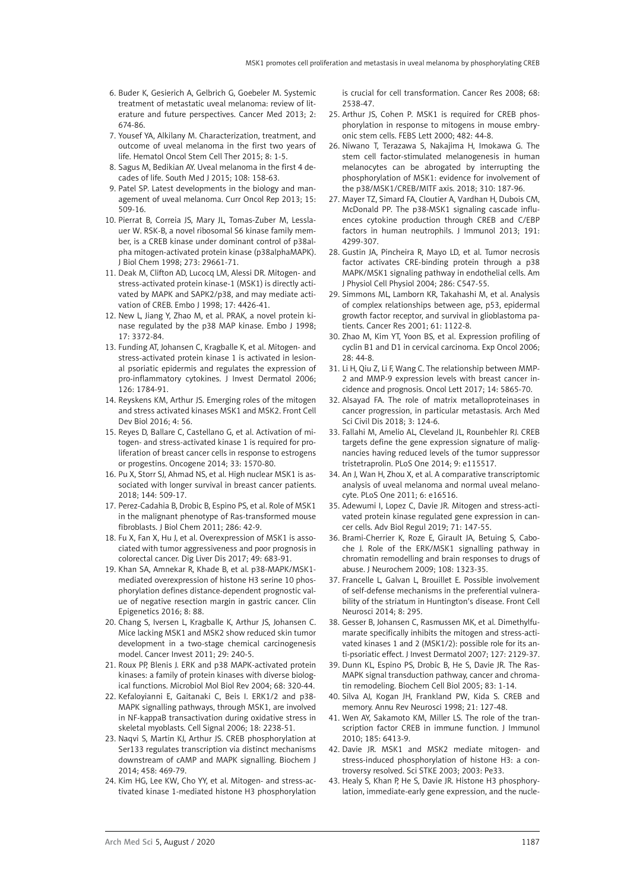6. Buder K, Gesierich A, Gelbrich G, Goebeler M. Systemic treatment of metastatic uveal melanoma: review of literature and future perspectives. Cancer Med 2013; 2: 674-86.
7. Yousef YA, Alkilany M. Characterization, treatment, and outcome of uveal melanoma in the first two years of life. Hematol Oncol Stem Cell Ther 2015; 8: 1-5.
8. Sagus M, Bedikian AY. Uveal melanoma in the first 4 decades of life. South Med J 2015; 108: 158-63.
9. Patel SP. Latest developments in the biology and management of uveal melanoma. Curr Oncol Rep 2013; 15: 509-16.
10. Pierrat B, Correia JS, Mary JL, Tomas-Zuber M, Lesslauer W. RSK-B, a novel ribosomal S6 kinase family member, is a CREB kinase under dominant control of p38alpha mitogen-activated protein kinase (p38alphaMAPK). J Biol Chem 1998; 273: 29661-71.
11. Deak M, Clifton AD, Lucocq LM, Alessi DR. Mitogen- and stress-activated protein kinase-1 (MSK1) is directly activated by MAPK and SAPK2/p38, and may mediate activation of CREB. Embo J 1998; 17: 4426-41.
12. New L, Jiang Y, Zhao M, et al. PRAK, a novel protein kinase regulated by the p38 MAP kinase. Embo J 1998; 17: 3372-84.
13. Funding AT, Johansen C, Kragballe K, et al. Mitogen- and stress-activated protein kinase 1 is activated in lesional psoriatic epidermis and regulates the expression of pro-inflammatory cytokines. J Invest Dermatol 2006; 126: 1784-91.
14. Reyskens KM, Arthur JS. Emerging roles of the mitogen and stress activated kinases MSK1 and MSK2. Front Cell Dev Biol 2016; 4: 56.
15. Reyes D, Ballare C, Castellano G, et al. Activation of mitogen- and stress-activated kinase 1 is required for proliferation of breast cancer cells in response to estrogens or progestins. Oncogene 2014; 33: 1570-80.
16. Pu X, Storr SJ, Ahmad NS, et al. High nuclear MSK1 is associated with longer survival in breast cancer patients. 2018; 144: 509-17.
17. Perez-Cadahia B, Drobic B, Espino PS, et al. Role of MSK1 in the malignant phenotype of Ras-transformed mouse fibroblasts. J Biol Chem 2011; 286: 42-9.
18. Fu X, Fan X, Hu J, et al. Overexpression of MSK1 is associated with tumor aggressiveness and poor prognosis in colorectal cancer. Dig Liver Dis 2017; 49: 683-91.
19. Khan SA, Amnekar R, Khade B, et al. p38-MAPK/MSK1-mediated overexpression of histone H3 serine 10 phosphorylation defines distance-dependent prognostic value of negative resection margin in gastric cancer. Clin Epigenetics 2016; 8: 88.
20. Chang S, Iversen L, Kragballe K, Arthur JS, Johansen C. Mice lacking MSK1 and MSK2 show reduced skin tumor development in a two-stage chemical carcinogenesis model. Cancer Invest 2011; 29: 240-5.
21. Roux PP, Blenis J. ERK and p38 MAPK-activated protein kinases: a family of protein kinases with diverse biological functions. Microbiol Mol Biol Rev 2004; 68: 320-44.
22. Kefaloyianni E, Gaitanaki C, Beis I. ERK1/2 and p38-MAPK signalling pathways, through MSK1, are involved in NF-kappaB transactivation during oxidative stress in skeletal myoblasts. Cell Signal 2006; 18: 2238-51.
23. Naqvi S, Martin KJ, Arthur JS. CREB phosphorylation at Ser133 regulates transcription via distinct mechanisms downstream of cAMP and MAPK signalling. Biochem J 2014; 458: 469-79.
24. Kim HG, Lee KW, Cho YY, et al. Mitogen- and stress-activated kinase 1-mediated histone H3 phosphorylation is crucial for cell transformation. Cancer Res 2008; 68: 2538-47.
25. Arthur JS, Cohen P. MSK1 is required for CREB phosphorylation in response to mitogens in mouse embryonic stem cells. FEBS Lett 2000; 482: 44-8.
26. Niwano T, Terazawa S, Nakajima H, Imokawa G. The stem cell factor-stimulated melanogenesis in human melanocytes can be abrogated by interrupting the phosphorylation of MSK1: evidence for involvement of the p38/MSK1/CREB/MITF axis. 2018; 310: 187-96.
27. Mayer TZ, Simard FA, Cloutier A, Vardhan H, Dubois CM, McDonald PP. The p38-MSK1 signaling cascade influences cytokine production through CREB and C/EBP factors in human neutrophils. J Immunol 2013; 191: 4299-307.
28. Gustin JA, Pincheira R, Mayo LD, et al. Tumor necrosis factor activates CRE-binding protein through a p38 MAPK/MSK1 signaling pathway in endothelial cells. Am J Physiol Cell Physiol 2004; 286: C547-55.
29. Simmons ML, Lamborn KR, Takahashi M, et al. Analysis of complex relationships between age, p53, epidermal growth factor receptor, and survival in glioblastoma patients. Cancer Res 2001; 61: 1122-8.
30. Zhao M, Kim YT, Yoon BS, et al. Expression profiling of cyclin B1 and D1 in cervical carcinoma. Exp Oncol 2006; 28: 44-8.
31. Li H, Qiu Z, Li F, Wang C. The relationship between MMP-2 and MMP-9 expression levels with breast cancer incidence and prognosis. Oncol Lett 2017; 14: 5865-70.
32. Alsayad FA. The role of matrix metalloproteinases in cancer progression, in particular metastasis. Arch Med Sci Civil Dis 2018; 3: 124-6.
33. Fallahi M, Amelio AL, Cleveland JL, Rounbehler RJ. CREB targets define the gene expression signature of malignancies having reduced levels of the tumor suppressor tristetraprolin. PLoS One 2014; 9: e115517.
34. An J, Wan H, Zhou X, et al. A comparative transcriptomic analysis of uveal melanoma and normal uveal melanocyte. PLoS One 2011; 6: e16516.
35. Adewumi I, Lopez C, Davie JR. Mitogen and stress-activated protein kinase regulated gene expression in cancer cells. Adv Biol Regul 2019; 71: 147-55.
36. Brami-Cherrier K, Roze E, Girault JA, Betuing S, Caboche J. Role of the ERK/MSK1 signalling pathway in chromatin remodelling and brain responses to drugs of abuse. J Neurochem 2009; 108: 1323-35.
37. Francelle L, Galvan L, Brouillet E. Possible involvement of self-defense mechanisms in the preferential vulnerability of the striatum in Huntington's disease. Front Cell Neurosci 2014; 8: 295.
38. Gesser B, Johansen C, Rasmussen MK, et al. Dimethylfumarate specifically inhibits the mitogen and stress-activated kinases 1 and 2 (MSK1/2): possible role for its anti-psoriatic effect. J Invest Dermatol 2007; 127: 2129-37.
39. Dunn KL, Espino PS, Drobic B, He S, Davie JR. The Ras-MAPK signal transduction pathway, cancer and chromatin remodeling. Biochem Cell Biol 2005; 83: 1-14.
40. Silva AJ, Kogan JH, Frankland PW, Kida S. CREB and memory. Annu Rev Neurosci 1998; 21: 127-48.
41. Wen AY, Sakamoto KM, Miller LS. The role of the transcription factor CREB in immune function. J Immunol 2010; 185: 6413-9.
42. Davie JR. MSK1 and MSK2 mediate mitogen- and stress-induced phosphorylation of histone H3: a controversy resolved. Sci STKE 2003; 2003: Pe33.
43. Healy S, Khan P, He S, Davie JR. Histone H3 phosphorylation, immediate-early gene expression, and the nucle-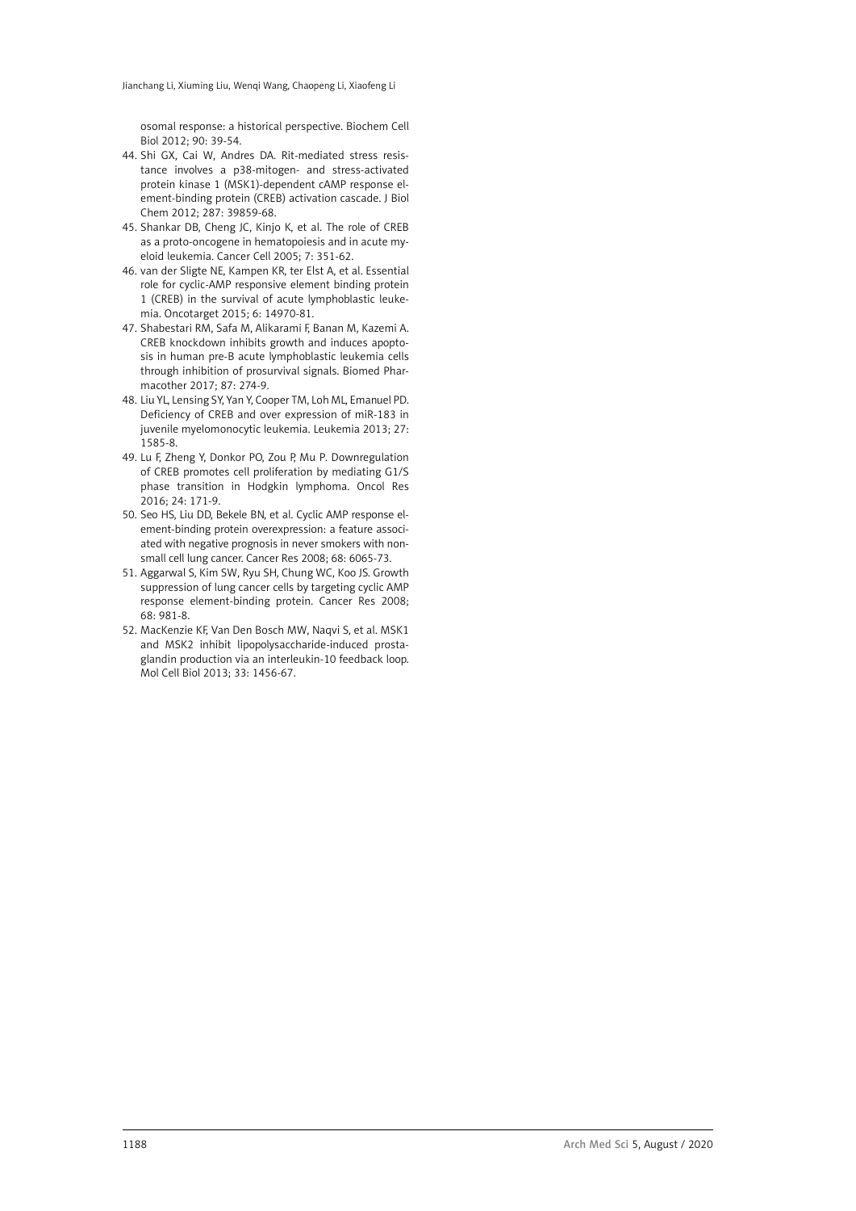osomal response: a historical perspective. Biochem Cell Biol 2012; 90: 39-54.

44. Shi GX, Cai W, Andres DA. Rit-mediated stress resistance involves a p38-mitogen- and stress-activated protein kinase 1 (MSK1)-dependent cAMP response element-binding protein (CREB) activation cascade. J Biol Chem 2012; 287: 39859-68.
45. Shankar DB, Cheng JC, Kinjo K, et al. The role of CREB as a proto-oncogene in hematopoiesis and in acute myeloid leukemia. Cancer Cell 2005; 7: 351-62.
46. van der Sligte NE, Kampen KR, ter Elst A, et al. Essential role for cyclic-AMP responsive element binding protein 1 (CREB) in the survival of acute lymphoblastic leukemia. Oncotarget 2015; 6: 14970-81.
47. Shabestari RM, Safa M, Alikarami F, Banan M, Kazemi A. CREB knockdown inhibits growth and induces apoptosis in human pre-B acute lymphoblastic leukemia cells through inhibition of prosurvival signals. Biomed Pharmacother 2017; 87: 274-9.
48. Liu YL, Lensing SY, Yan Y, Cooper TM, Loh ML, Emanuel PD. Deficiency of CREB and over expression of miR-183 in juvenile myelomonocytic leukemia. Leukemia 2013; 27: 1585-8.
49. Lu F, Zheng Y, Donkor PO, Zou P, Mu P. Downregulation of CREB promotes cell proliferation by mediating G1/S phase transition in Hodgkin lymphoma. Oncol Res 2016; 24: 171-9.
50. Seo HS, Liu DD, Bekele BN, et al. Cyclic AMP response element-binding protein overexpression: a feature associated with negative prognosis in never smokers with non-small cell lung cancer. Cancer Res 2008; 68: 6065-73.
51. Aggarwal S, Kim SW, Ryu SH, Chung WC, Koo JS. Growth suppression of lung cancer cells by targeting cyclic AMP response element-binding protein. Cancer Res 2008; 68: 981-8.
52. MacKenzie KF, Van Den Bosch MW, Naqvi S, et al. MSK1 and MSK2 inhibit lipopolysaccharide-induced prostaglandin production via an interleukin-10 feedback loop. Mol Cell Biol 2013; 33: 1456-67.